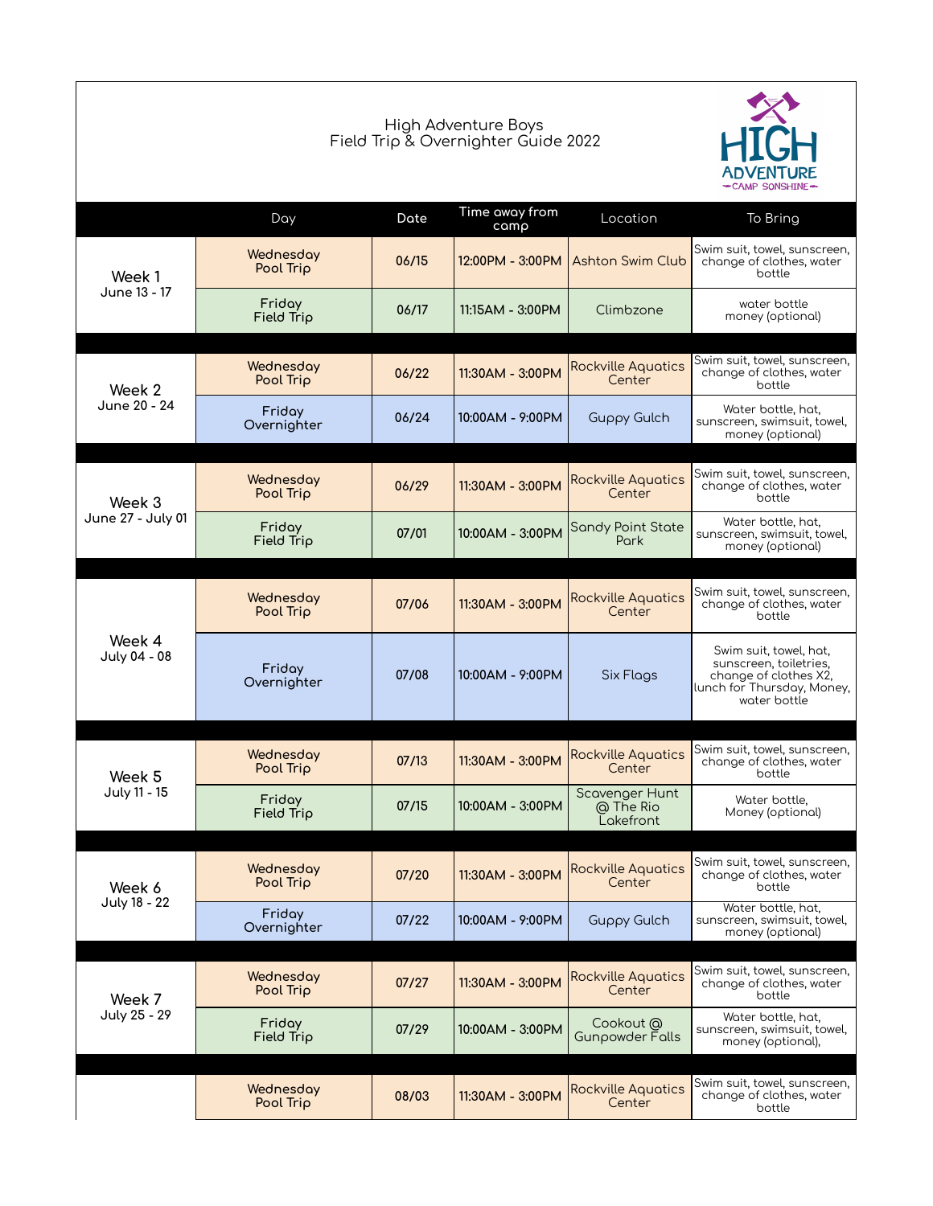# High Adventure Boys
## Field Trip & Overnighter Guide 2022

HIGH ADVENTURE
CAMP SONSHINE

| | Day | Date | Time away from camp | Location | To Bring |
|---|---|---|---|---|---|
| **Week 1** June 13 - 17 | Wednesday Pool Trip | 06/15 | 12:00PM - 3:00PM | Ashton Swim Club | Swim suit, towel, sunscreen, change of clothes, water bottle |
| | Friday Field Trip | 06/17 | 11:15AM - 3:00PM | Climbzone | water bottle money (optional) |
| **Week 2** June 20 - 24 | Wednesday Pool Trip | 06/22 | 11:30AM - 3:00PM | Rockville Aquatics Center | Swim suit, towel, sunscreen, change of clothes, water bottle |
| | Friday Overnighter | 06/24 | 10:00AM - 9:00PM | Guppy Gulch | Water bottle, hat, sunscreen, swimsuit, towel, money (optional) |
| **Week 3** June 27 - July 01 | Wednesday Pool Trip | 06/29 | 11:30AM - 3:00PM | Rockville Aquatics Center | Swim suit, towel, sunscreen, change of clothes, water bottle |
| | Friday Field Trip | 07/01 | 10:00AM - 3:00PM | Sandy Point State Park | Water bottle, hat, sunscreen, swimsuit, towel, money (optional) |
| **Week 4** July 04 - 08 | Wednesday Pool Trip | 07/06 | 11:30AM - 3:00PM | Rockville Aquatics Center | Swim suit, towel, sunscreen, change of clothes, water bottle |
| | Friday Overnighter | 07/08 | 10:00AM - 9:00PM | Six Flags | Swim suit, towel, hat, sunscreen, toiletries, change of clothes X2, lunch for Thursday, Money, water bottle |
| **Week 5** July 11 - 15 | Wednesday Pool Trip | 07/13 | 11:30AM - 3:00PM | Rockville Aquatics Center | Swim suit, towel, sunscreen, change of clothes, water bottle |
| | Friday Field Trip | 07/15 | 10:00AM - 3:00PM | Scavenger Hunt @ The Rio Lakefront | Water bottle, Money (optional) |
| **Week 6** July 18 - 22 | Wednesday Pool Trip | 07/20 | 11:30AM - 3:00PM | Rockville Aquatics Center | Swim suit, towel, sunscreen, change of clothes, water bottle |
| | Friday Overnighter | 07/22 | 10:00AM - 9:00PM | Guppy Gulch | Water bottle, hat, sunscreen, swimsuit, towel, money (optional) |
| **Week 7** July 25 - 29 | Wednesday Pool Trip | 07/27 | 11:30AM - 3:00PM | Rockville Aquatics Center | Swim suit, towel, sunscreen, change of clothes, water bottle |
| | Friday Field Trip | 07/29 | 10:00AM - 3:00PM | Cookout @ Gunpowder Falls | Water bottle, hat, sunscreen, swimsuit, towel, money (optional), |
| | Wednesday Pool Trip | 08/03 | 11:30AM - 3:00PM | Rockville Aquatics Center | Swim suit, towel, sunscreen, change of clothes, water bottle |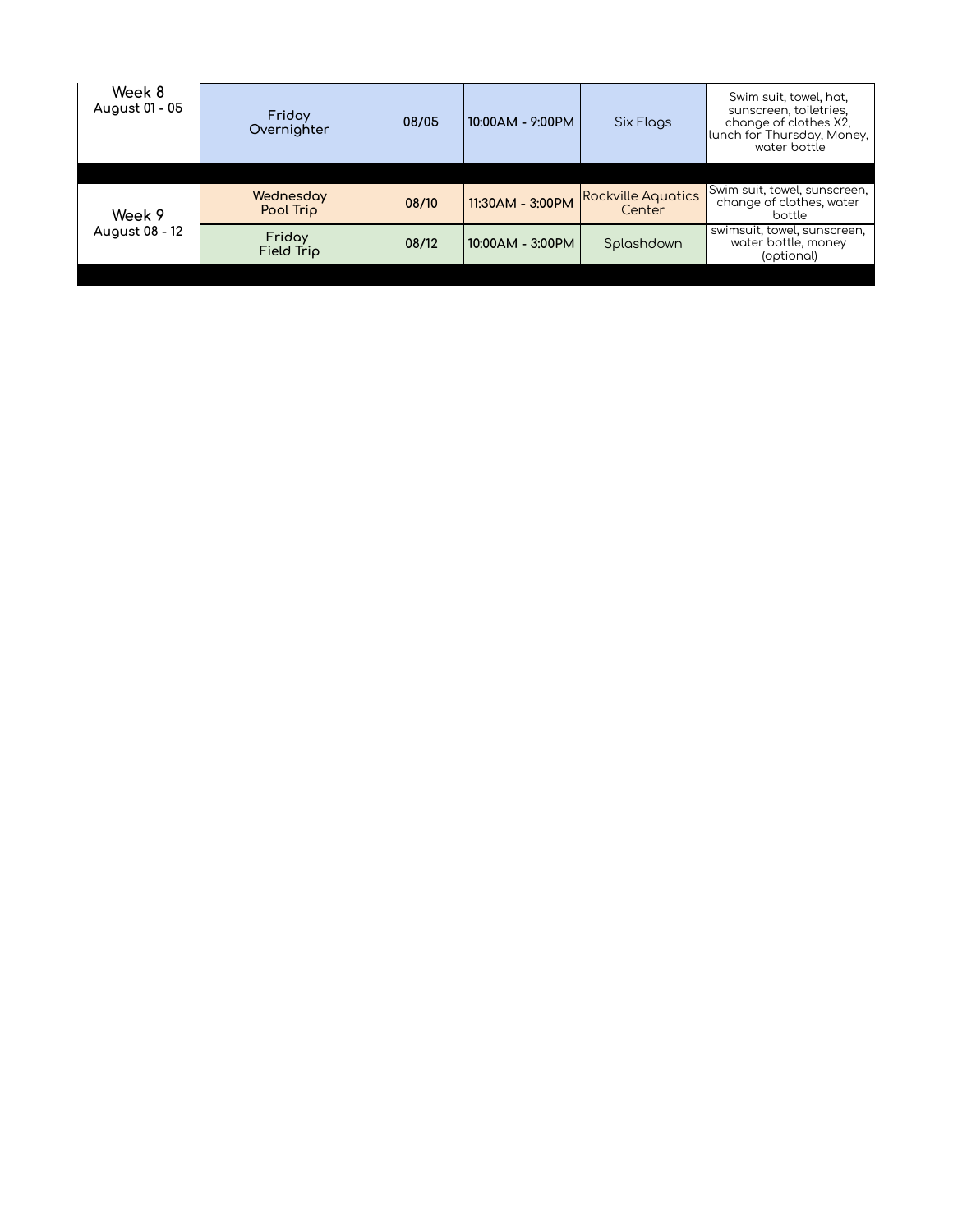| | | | | | |
|---|---|---|---|---|---|
| Week 8<br>August 01 - 05 | Friday<br>Overnighter | 08/05 | 10:00AM - 9:00PM | Six Flags | Swim suit, towel, hat, sunscreen, toiletries, change of clothes X2, lunch for Thursday, Money, water bottle |
| | | | | | |
| Week 9<br>August 08 - 12 | Wednesday<br>Pool Trip | 08/10 | 11:30AM - 3:00PM | Rockville Aquatics Center | Swim suit, towel, sunscreen, change of clothes, water bottle |
| | Friday<br>Field Trip | 08/12 | 10:00AM - 3:00PM | Splashdown | swimsuit, towel, sunscreen, water bottle, money (optional) |